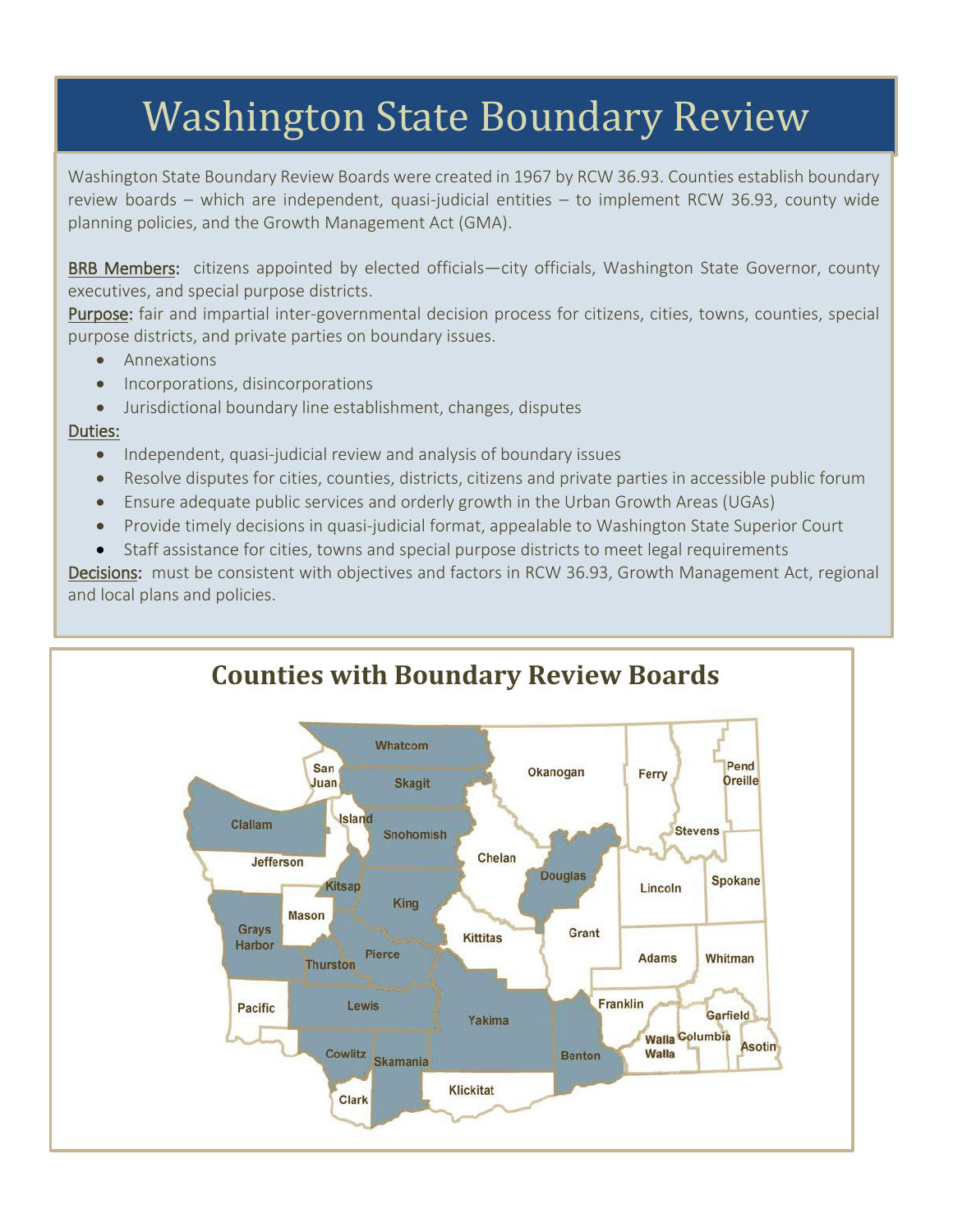# Washington State Boundary Review

Washington State Boundary Review Boards were created in 1967 by RCW 36.93. Counties establish boundary review boards – which are independent, quasi-judicial entities – to implement RCW 36.93, county wide planning policies, and the Growth Management Act (GMA).

<u>BRB Members</u>: citizens appointed by elected officials—city officials, Washington State Governor, county executives, and special purpose districts.

<u>Purpose</u>: fair and impartial inter-governmental decision process for citizens, cities, towns, counties, special purpose districts, and private parties on boundary issues.

- Annexations
- Incorporations, disincorporations
- Jurisdictional boundary line establishment, changes, disputes

<u>Duties:</u>

- Independent, quasi-judicial review and analysis of boundary issues
- Resolve disputes for cities, counties, districts, citizens and private parties in accessible public forum
- Ensure adequate public services and orderly growth in the Urban Growth Areas (UGAs)
- Provide timely decisions in quasi-judicial format, appealable to Washington State Superior Court
- Staff assistance for cities, towns and special purpose districts to meet legal requirements

<u>Decisions</u>: must be consistent with objectives and factors in RCW 36.93, Growth Management Act, regional and local plans and policies.

## Counties with Boundary Review Boards

Whatcom, San Juan, Skagit, Okanogan, Ferry, Pend Oreille, Clallam, Island, Snohomish, Stevens, Chelan, Jefferson, Douglas, Kitsap, Lincoln, Spokane, King, Mason, Grays Harbor, Kittitas, Grant, Pierce, Thurston, Adams, Whitman, Pacific, Lewis, Franklin, Yakima, Garfield, Walla Walla, Columbia, Asotin, Cowlitz, Skamania, Benton, Klickitat, Clark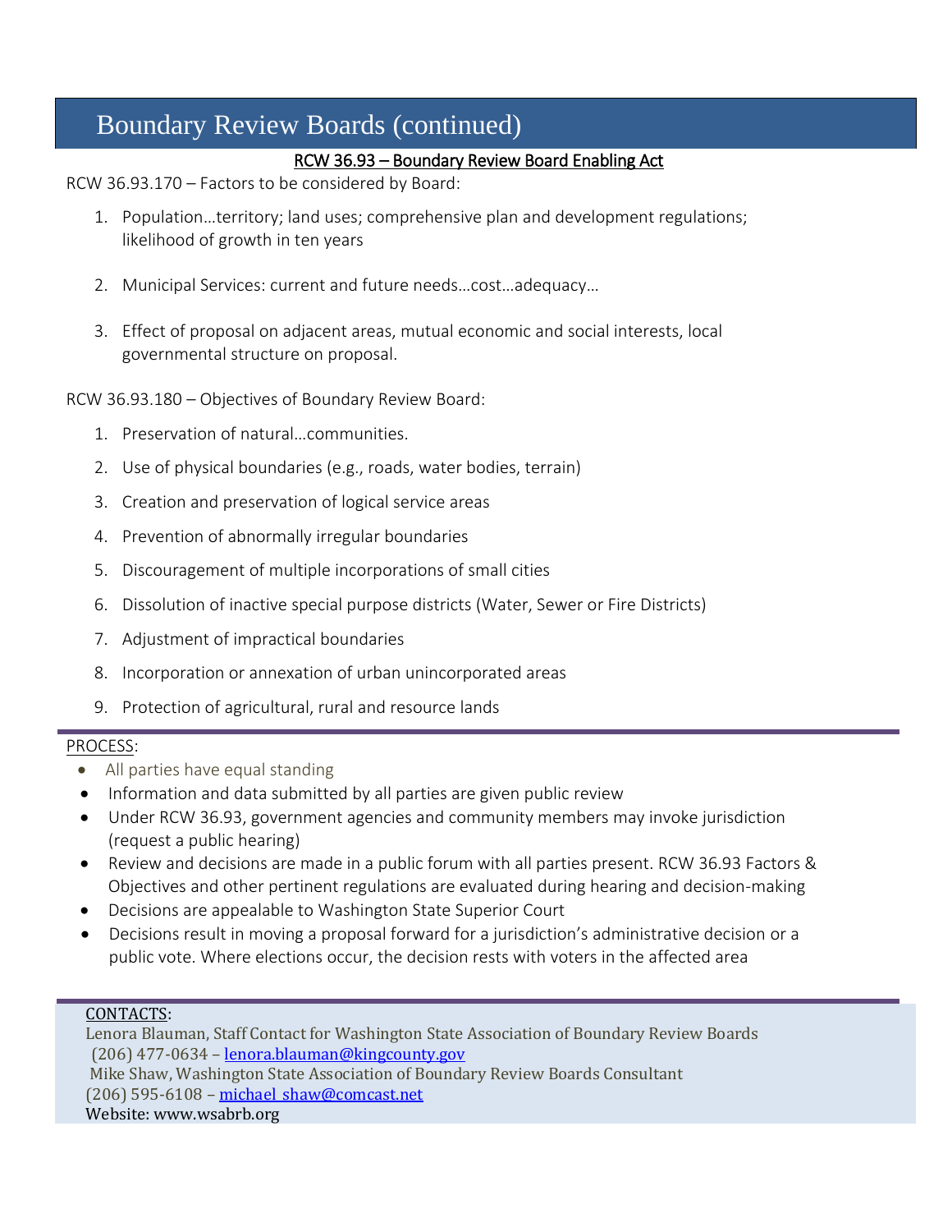# Boundary Review Boards (continued)

**RCW 36.93 – Boundary Review Board Enabling Act**

RCW 36.93.170 – Factors to be considered by Board:

1. Population…territory; land uses; comprehensive plan and development regulations; likelihood of growth in ten years
2. Municipal Services: current and future needs…cost…adequacy…
3. Effect of proposal on adjacent areas, mutual economic and social interests, local governmental structure on proposal.

RCW 36.93.180 – Objectives of Boundary Review Board:

1. Preservation of natural…communities.
2. Use of physical boundaries (e.g., roads, water bodies, terrain)
3. Creation and preservation of logical service areas
4. Prevention of abnormally irregular boundaries
5. Discouragement of multiple incorporations of small cities
6. Dissolution of inactive special purpose districts (Water, Sewer or Fire Districts)
7. Adjustment of impractical boundaries
8. Incorporation or annexation of urban unincorporated areas
9. Protection of agricultural, rural and resource lands

PROCESS:

- All parties have equal standing
- Information and data submitted by all parties are given public review
- Under RCW 36.93, government agencies and community members may invoke jurisdiction (request a public hearing)
- Review and decisions are made in a public forum with all parties present. RCW 36.93 Factors & Objectives and other pertinent regulations are evaluated during hearing and decision-making
- Decisions are appealable to Washington State Superior Court
- Decisions result in moving a proposal forward for a jurisdiction's administrative decision or a public vote. Where elections occur, the decision rests with voters in the affected area

CONTACTS:

Lenora Blauman, Staff Contact for Washington State Association of Boundary Review Boards
(206) 477-0634 – lenora.blauman@kingcounty.gov
Mike Shaw, Washington State Association of Boundary Review Boards Consultant
(206) 595-6108 – michael_shaw@comcast.net
Website: www.wsabrb.org